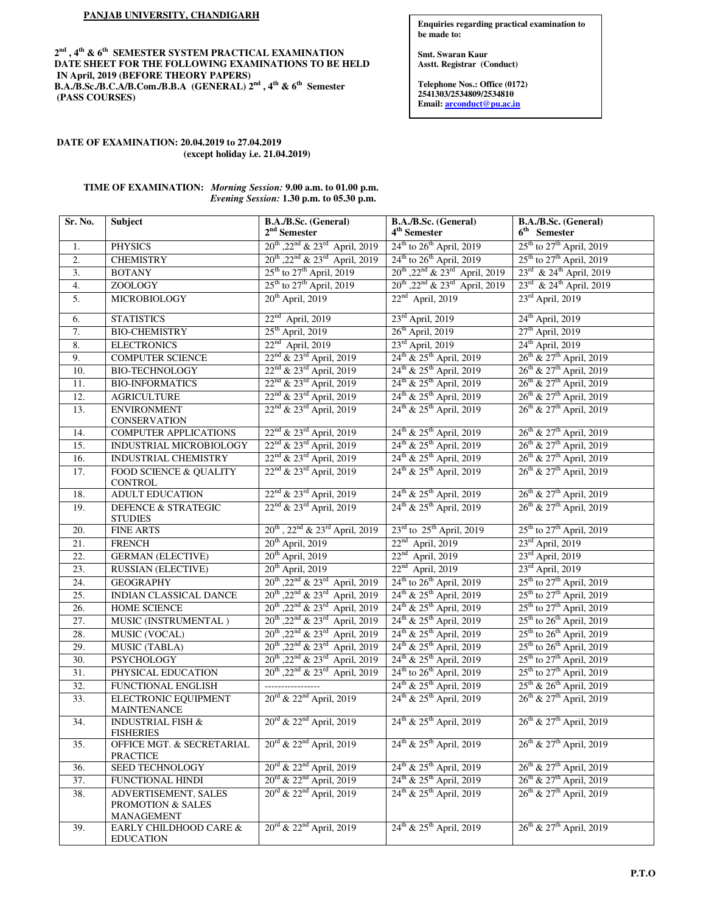**PANJAB UNIVERSITY, CHANDIGARH**

**2nd , 4th & 6th SEMESTER SYSTEM PRACTICAL EXAMINATION DATE SHEET FOR THE FOLLOWING EXAMINATIONS TO BE HELD IN April, 2019 (BEFORE THEORY PAPERS) B.A./B.Sc./B.C.A/B.Com./B.B.A (GENERAL) 2nd , 4th & 6th Semester (PASS COURSES)**

**Enquiries regarding practical examination to be made to:**

**Smt. Swaran Kaur**
**Asstt. Registrar (Conduct)**

**Telephone Nos.: Office (0172) 2541303/2534809/2534810**
**Email: arconduct@pu.ac.in**

**DATE OF EXAMINATION: 20.04.2019 to 27.04.2019**
**(except holiday i.e. 21.04.2019)**

**TIME OF EXAMINATION:** *Morning Session:* **9.00 a.m. to 01.00 p.m.**
*Evening Session:* **1.30 p.m. to 05.30 p.m.**

| Sr. No. | Subject | B.A./B.Sc. (General) 2nd Semester | B.A./B.Sc. (General) 4th Semester | B.A./B.Sc. (General) 6th Semester |
|---|---|---|---|---|
| 1. | PHYSICS | 20th ,22nd & 23rd April, 2019 | 24th to 26th April, 2019 | 25th to 27th April, 2019 |
| 2. | CHEMISTRY | 20th ,22nd & 23rd April, 2019 | 24th to 26th April, 2019 | 25th to 27th April, 2019 |
| 3. | BOTANY | 25th to 27th April, 2019 | 20th ,22nd & 23rd April, 2019 | 23rd & 24th April, 2019 |
| 4. | ZOOLOGY | 25th to 27th April, 2019 | 20th ,22nd & 23rd April, 2019 | 23rd & 24th April, 2019 |
| 5. | MICROBIOLOGY | 20th April, 2019 | 22nd April, 2019 | 23rd April, 2019 |
| 6. | STATISTICS | 22nd April, 2019 | 23rd April, 2019 | 24th April, 2019 |
| 7. | BIO-CHEMISTRY | 25th April, 2019 | 26th April, 2019 | 27th April, 2019 |
| 8. | ELECTRONICS | 22nd April, 2019 | 23rd April, 2019 | 24th April, 2019 |
| 9. | COMPUTER SCIENCE | 22nd & 23rd April, 2019 | 24th & 25th April, 2019 | 26th & 27th April, 2019 |
| 10. | BIO-TECHNOLOGY | 22nd & 23rd April, 2019 | 24th & 25th April, 2019 | 26th & 27th April, 2019 |
| 11. | BIO-INFORMATICS | 22nd & 23rd April, 2019 | 24th & 25th April, 2019 | 26th & 27th April, 2019 |
| 12. | AGRICULTURE | 22nd & 23rd April, 2019 | 24th & 25th April, 2019 | 26th & 27th April, 2019 |
| 13. | ENVIRONMENT CONSERVATION | 22nd & 23rd April, 2019 | 24th & 25th April, 2019 | 26th & 27th April, 2019 |
| 14. | COMPUTER APPLICATIONS | 22nd & 23rd April, 2019 | 24th & 25th April, 2019 | 26th & 27th April, 2019 |
| 15. | INDUSTRIAL MICROBIOLOGY | 22nd & 23rd April, 2019 | 24th & 25th April, 2019 | 26th & 27th April, 2019 |
| 16. | INDUSTRIAL CHEMISTRY | 22nd & 23rd April, 2019 | 24th & 25th April, 2019 | 26th & 27th April, 2019 |
| 17. | FOOD SCIENCE & QUALITY CONTROL | 22nd & 23rd April, 2019 | 24th & 25th April, 2019 | 26th & 27th April, 2019 |
| 18. | ADULT EDUCATION | 22nd & 23rd April, 2019 | 24th & 25th April, 2019 | 26th & 27th April, 2019 |
| 19. | DEFENCE & STRATEGIC STUDIES | 22nd & 23rd April, 2019 | 24th & 25th April, 2019 | 26th & 27th April, 2019 |
| 20. | FINE ARTS | 20th , 22nd & 23rd April, 2019 | 23rd to 25th April, 2019 | 25th to 27th April, 2019 |
| 21. | FRENCH | 20th April, 2019 | 22nd April, 2019 | 23rd April, 2019 |
| 22. | GERMAN (ELECTIVE) | 20th April, 2019 | 22nd April, 2019 | 23rd April, 2019 |
| 23. | RUSSIAN (ELECTIVE) | 20th April, 2019 | 22nd April, 2019 | 23rd April, 2019 |
| 24. | GEOGRAPHY | 20th ,22nd & 23rd April, 2019 | 24th to 26th April, 2019 | 25th to 27th April, 2019 |
| 25. | INDIAN CLASSICAL DANCE | 20th ,22nd & 23rd April, 2019 | 24th & 25th April, 2019 | 25th to 27th April, 2019 |
| 26. | HOME SCIENCE | 20th ,22nd & 23rd April, 2019 | 24th & 25th April, 2019 | 25th to 27th April, 2019 |
| 27. | MUSIC (INSTRUMENTAL ) | 20th ,22nd & 23rd April, 2019 | 24th & 25th April, 2019 | 25th to 26th April, 2019 |
| 28. | MUSIC (VOCAL) | 20th ,22nd & 23rd April, 2019 | 24th & 25th April, 2019 | 25th to 26th April, 2019 |
| 29. | MUSIC (TABLA) | 20th ,22nd & 23rd April, 2019 | 24th & 25th April, 2019 | 25th to 26th April, 2019 |
| 30. | PSYCHOLOGY | 20th ,22nd & 23rd April, 2019 | 24th & 25th April, 2019 | 25th to 27th April, 2019 |
| 31. | PHYSICAL EDUCATION | 20th ,22nd & 23rd April, 2019 | 24th to 26th April, 2019 | 25th to 27th April, 2019 |
| 32. | FUNCTIONAL ENGLISH | ---------------- | 24th & 25th April, 2019 | 25th & 26th April, 2019 |
| 33. | ELECTRONIC EQUIPMENT MAINTENANCE | 20rd & 22nd April, 2019 | 24th & 25th April, 2019 | 26th & 27th April, 2019 |
| 34. | INDUSTRIAL FISH & FISHERIES | 20rd & 22nd April, 2019 | 24th & 25th April, 2019 | 26th & 27th April, 2019 |
| 35. | OFFICE MGT. & SECRETARIAL PRACTICE | 20rd & 22nd April, 2019 | 24th & 25th April, 2019 | 26th & 27th April, 2019 |
| 36. | SEED TECHNOLOGY | 20rd & 22nd April, 2019 | 24th & 25th April, 2019 | 26th & 27th April, 2019 |
| 37. | FUNCTIONAL HINDI | 20rd & 22nd April, 2019 | 24th & 25th April, 2019 | 26th & 27th April, 2019 |
| 38. | ADVERTISEMENT, SALES PROMOTION & SALES MANAGEMENT | 20rd & 22nd April, 2019 | 24th & 25th April, 2019 | 26th & 27th April, 2019 |
| 39. | EARLY CHILDHOOD CARE & EDUCATION | 20rd & 22nd April, 2019 | 24th & 25th April, 2019 | 26th & 27th April, 2019 |

**P.T.O**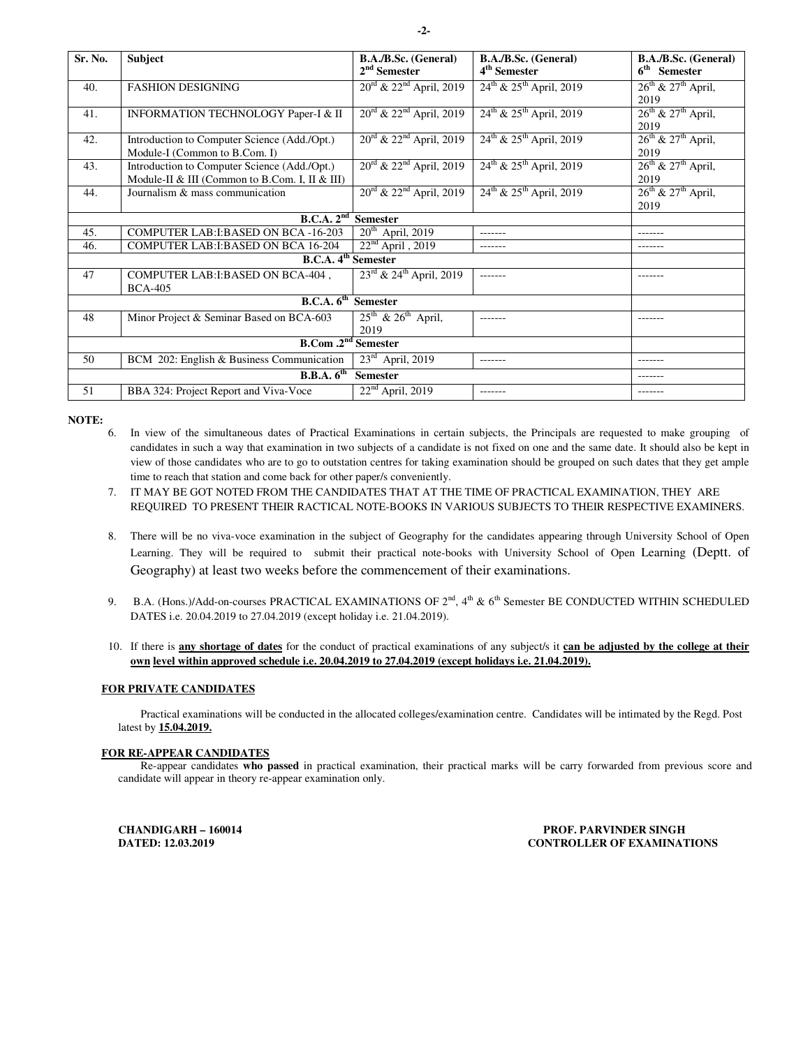| Sr. No. | Subject | B.A./B.Sc. (General) 2nd Semester | B.A./B.Sc. (General) 4th Semester | B.A./B.Sc. (General) 6th Semester |
|---|---|---|---|---|
| 40. | FASHION DESIGNING | 20rd & 22nd April, 2019 | 24th & 25th April, 2019 | 26th & 27th April, 2019 |
| 41. | INFORMATION TECHNOLOGY Paper-I & II | 20rd & 22nd April, 2019 | 24th & 25th April, 2019 | 26th & 27th April, 2019 |
| 42. | Introduction to Computer Science (Add./Opt.) Module-I (Common to B.Com. I) | 20rd & 22nd April, 2019 | 24th & 25th April, 2019 | 26th & 27th April, 2019 |
| 43. | Introduction to Computer Science (Add./Opt.) Module-II & III (Common to B.Com. I, II & III) | 20rd & 22nd April, 2019 | 24th & 25th April, 2019 | 26th & 27th April, 2019 |
| 44. | Journalism & mass communication | 20rd & 22nd April, 2019 | 24th & 25th April, 2019 | 26th & 27th April, 2019 |
| | **B.C.A. 2nd Semester** | | | |
| 45. | COMPUTER LAB:I:BASED ON BCA -16-203 | 20th April, 2019 | ------- | ------- |
| 46. | COMPUTER LAB:I:BASED ON BCA 16-204 | 22nd April , 2019 | ------- | ------- |
| | **B.C.A. 4th Semester** | | | |
| 47 | COMPUTER LAB:I:BASED ON BCA-404 , BCA-405 | 23rd & 24th April, 2019 | ------- | ------- |
| | **B.C.A. 6th Semester** | | | |
| 48 | Minor Project & Seminar Based on BCA-603 | 25th & 26th April, 2019 | ------- | ------- |
| | **B.Com .2nd Semester** | | | |
| 50 | BCM 202: English & Business Communication | 23rd April, 2019 | ------- | ------- |
| | **B.B.A. 6th Semester** | | | ------- |
| 51 | BBA 324: Project Report and Viva-Voce | 22nd April, 2019 | ------- | ------- |

**NOTE:**

6. In view of the simultaneous dates of Practical Examinations in certain subjects, the Principals are requested to make grouping of candidates in such a way that examination in two subjects of a candidate is not fixed on one and the same date. It should also be kept in view of those candidates who are to go to outstation centres for taking examination should be grouped on such dates that they get ample time to reach that station and come back for other paper/s conveniently.
7. IT MAY BE GOT NOTED FROM THE CANDIDATES THAT AT THE TIME OF PRACTICAL EXAMINATION, THEY ARE REQUIRED TO PRESENT THEIR RACTICAL NOTE-BOOKS IN VARIOUS SUBJECTS TO THEIR RESPECTIVE EXAMINERS.
8. There will be no viva-voce examination in the subject of Geography for the candidates appearing through University School of Open Learning. They will be required to submit their practical note-books with University School of Open Learning (Deptt. of Geography) at least two weeks before the commencement of their examinations.
9. B.A. (Hons.)/Add-on-courses PRACTICAL EXAMINATIONS OF 2nd, 4th & 6th Semester BE CONDUCTED WITHIN SCHEDULED DATES i.e. 20.04.2019 to 27.04.2019 (except holiday i.e. 21.04.2019).
10. If there is **any shortage of dates** for the conduct of practical examinations of any subject/s it **can be adjusted by the college at their own level within approved schedule i.e. 20.04.2019 to 27.04.2019 (except holidays i.e. 21.04.2019).**

**FOR PRIVATE CANDIDATES**

Practical examinations will be conducted in the allocated colleges/examination centre. Candidates will be intimated by the Regd. Post latest by **15.04.2019.**

**FOR RE-APPEAR CANDIDATES**

Re-appear candidates **who passed** in practical examination, their practical marks will be carry forwarded from previous score and candidate will appear in theory re-appear examination only.

**CHANDIGARH – 160014**
**DATED: 12.03.2019**

**PROF. PARVINDER SINGH**
**CONTROLLER OF EXAMINATIONS**